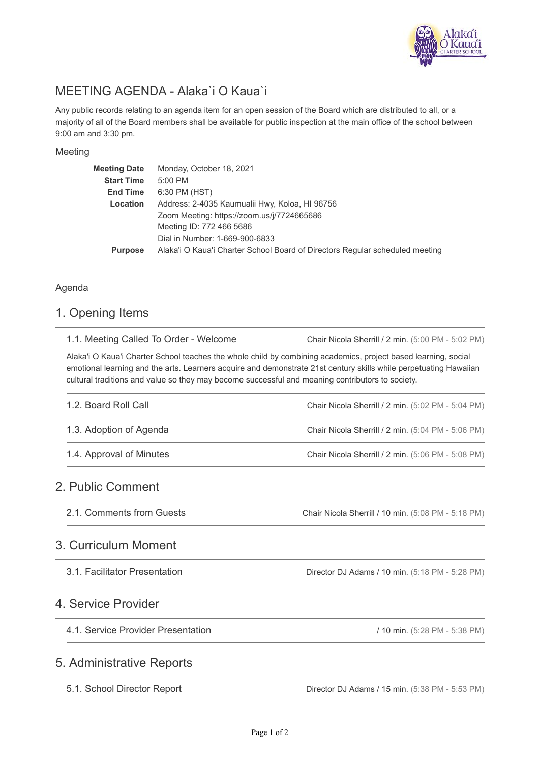# MEETING AGENDA - Alaka`i O Kaua`i

Any public records relating to an agenda item for an open session of the Board which are distributed to all, or a majority of all of the Board members shall be available for public inspection at the main office of the school between 9:00 am and 3:30 pm.

## Meeting

| | |
|---|---|
| **Meeting Date** | Monday, October 18, 2021 |
| **Start Time** | 5:00 PM |
| **End Time** | 6:30 PM (HST) |
| **Location** | Address: 2-4035 Kaumualii Hwy, Koloa, HI 96756<br>Zoom Meeting: https://zoom.us/j/7724665686<br>Meeting ID: 772 466 5686<br>Dial in Number: 1-669-900-6833 |
| **Purpose** | Alaka'i O Kaua'i Charter School Board of Directors Regular scheduled meeting |

## Agenda

## 1. Opening Items

**1.1. Meeting Called To Order - Welcome** — Chair Nicola Sherrill / 2 min. (5:00 PM - 5:02 PM)

Alaka'i O Kaua'i Charter School teaches the whole child by combining academics, project based learning, social emotional learning and the arts. Learners acquire and demonstrate 21st century skills while perpetuating Hawaiian cultural traditions and value so they may become successful and meaning contributors to society.

**1.2. Board Roll Call** — Chair Nicola Sherrill / 2 min. (5:02 PM - 5:04 PM)

**1.3. Adoption of Agenda** — Chair Nicola Sherrill / 2 min. (5:04 PM - 5:06 PM)

**1.4. Approval of Minutes** — Chair Nicola Sherrill / 2 min. (5:06 PM - 5:08 PM)

## 2. Public Comment

**2.1. Comments from Guests** — Chair Nicola Sherrill / 10 min. (5:08 PM - 5:18 PM)

## 3. Curriculum Moment

**3.1. Facilitator Presentation** — Director DJ Adams / 10 min. (5:18 PM - 5:28 PM)

## 4. Service Provider

**4.1. Service Provider Presentation** — / 10 min. (5:28 PM - 5:38 PM)

## 5. Administrative Reports

**5.1. School Director Report** — Director DJ Adams / 15 min. (5:38 PM - 5:53 PM)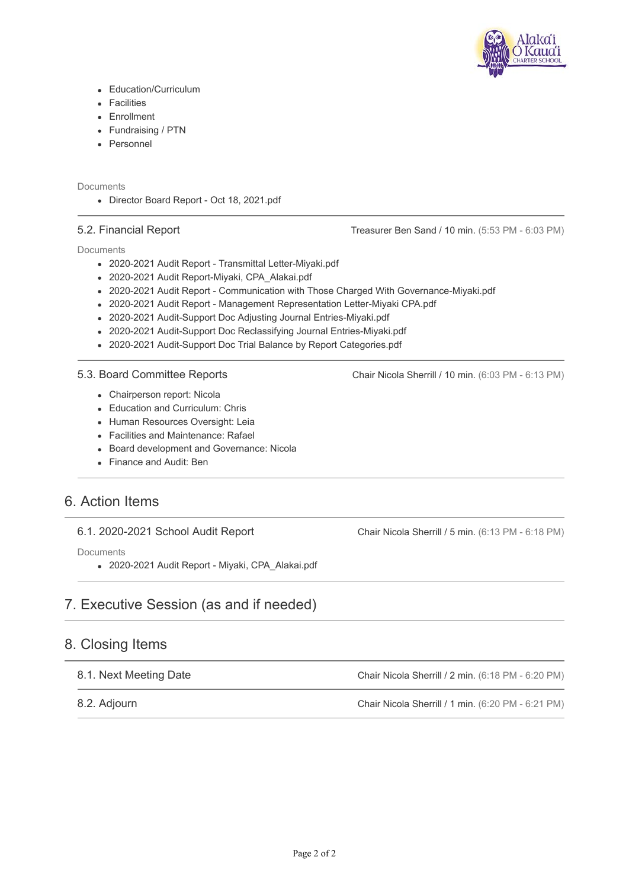- Education/Curriculum
- Facilities
- Enrollment
- Fundraising / PTN
- Personnel

Documents

- Director Board Report - Oct 18, 2021.pdf

### 5.2. Financial Report

Treasurer Ben Sand / 10 min. (5:53 PM - 6:03 PM)

Documents

- 2020-2021 Audit Report - Transmittal Letter-Miyaki.pdf
- 2020-2021 Audit Report-Miyaki, CPA_Alakai.pdf
- 2020-2021 Audit Report - Communication with Those Charged With Governance-Miyaki.pdf
- 2020-2021 Audit Report - Management Representation Letter-Miyaki CPA.pdf
- 2020-2021 Audit-Support Doc Adjusting Journal Entries-Miyaki.pdf
- 2020-2021 Audit-Support Doc Reclassifying Journal Entries-Miyaki.pdf
- 2020-2021 Audit-Support Doc Trial Balance by Report Categories.pdf

### 5.3. Board Committee Reports

Chair Nicola Sherrill / 10 min. (6:03 PM - 6:13 PM)

- Chairperson report: Nicola
- Education and Curriculum: Chris
- Human Resources Oversight: Leia
- Facilities and Maintenance: Rafael
- Board development and Governance: Nicola
- Finance and Audit: Ben

## 6. Action Items

### 6.1. 2020-2021 School Audit Report

Chair Nicola Sherrill / 5 min. (6:13 PM - 6:18 PM)

Documents

- 2020-2021 Audit Report - Miyaki, CPA_Alakai.pdf

## 7. Executive Session (as and if needed)

## 8. Closing Items

### 8.1. Next Meeting Date

Chair Nicola Sherrill / 2 min. (6:18 PM - 6:20 PM)

### 8.2. Adjourn

Chair Nicola Sherrill / 1 min. (6:20 PM - 6:21 PM)